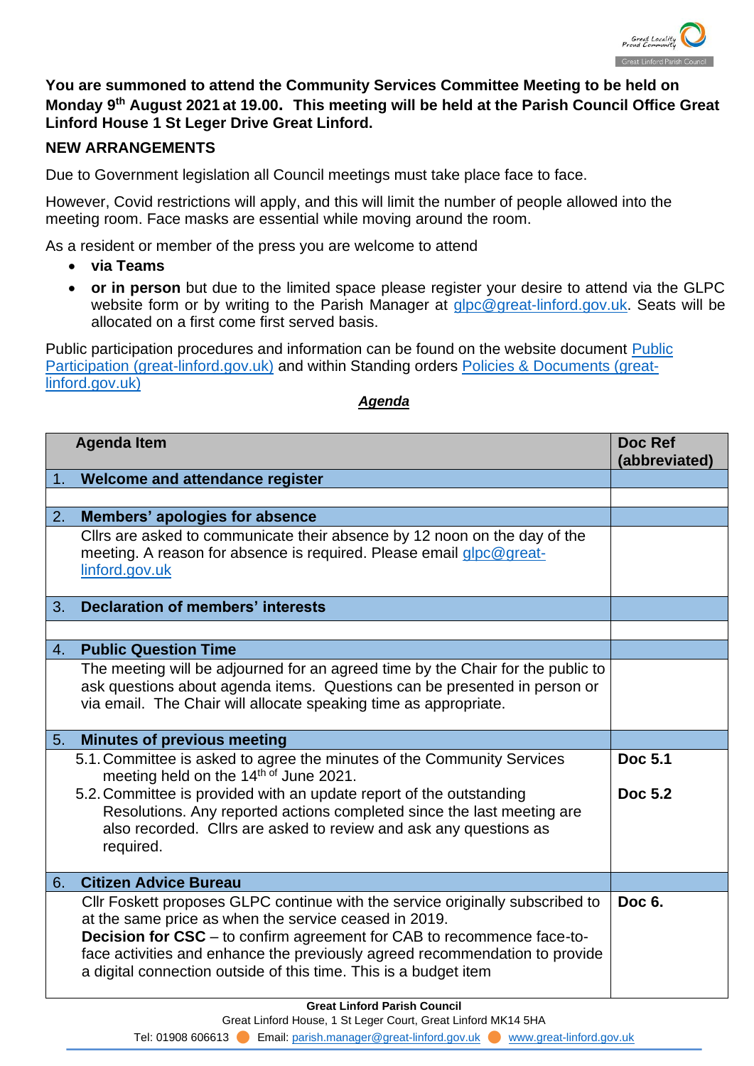**You are summoned to attend the Community Services Committee Meeting to be held on Monday 9th August 2021 at 19.00. This meeting will be held at the Parish Council Office Great Linford House 1 St Leger Drive Great Linford.**

**NEW ARRANGEMENTS**

Due to Government legislation all Council meetings must take place face to face.

However, Covid restrictions will apply, and this will limit the number of people allowed into the meeting room. Face masks are essential while moving around the room.

As a resident or member of the press you are welcome to attend

- **via Teams**
- **or in person** but due to the limited space please register your desire to attend via the GLPC website form or by writing to the Parish Manager at glpc@great-linford.gov.uk. Seats will be allocated on a first come first served basis.

Public participation procedures and information can be found on the website document Public Participation (great-linford.gov.uk) and within Standing orders Policies & Documents (great-linford.gov.uk)

***Agenda***

| Agenda Item | Doc Ref (abbreviated) |
|---|---|
| 1. **Welcome and attendance register** | |
| | |
| 2. **Members' apologies for absence** | |
| Cllrs are asked to communicate their absence by 12 noon on the day of the meeting. A reason for absence is required. Please email glpc@great-linford.gov.uk | |
| 3. **Declaration of members' interests** | |
| | |
| 4. **Public Question Time** | |
| The meeting will be adjourned for an agreed time by the Chair for the public to ask questions about agenda items. Questions can be presented in person or via email. The Chair will allocate speaking time as appropriate. | |
| 5. **Minutes of previous meeting** | |
| 5.1. Committee is asked to agree the minutes of the Community Services meeting held on the 14th of June 2021.<br>5.2. Committee is provided with an update report of the outstanding Resolutions. Any reported actions completed since the last meeting are also recorded. Cllrs are asked to review and ask any questions as required. | **Doc 5.1**<br>**Doc 5.2** |
| 6. **Citizen Advice Bureau** | |
| Cllr Foskett proposes GLPC continue with the service originally subscribed to at the same price as when the service ceased in 2019.<br>**Decision for CSC** – to confirm agreement for CAB to recommence face-to-face activities and enhance the previously agreed recommendation to provide a digital connection outside of this time. This is a budget item | **Doc 6.** |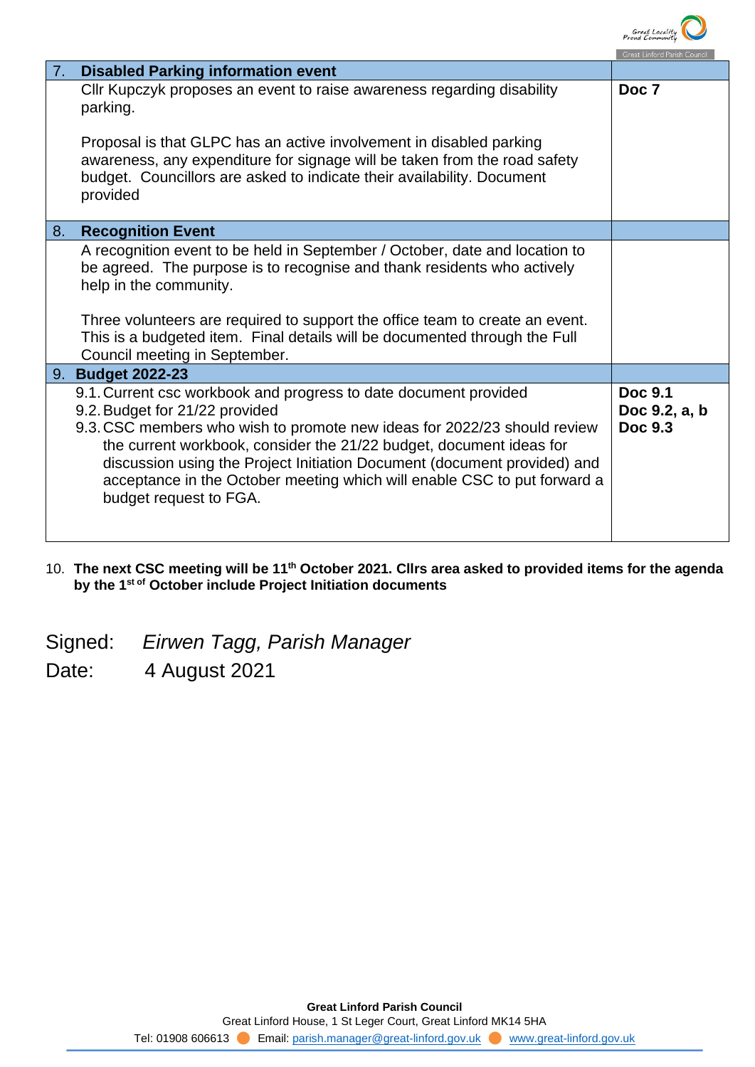| | |
|---|---|
| **7. Disabled Parking information event** | |
| Cllr Kupczyk proposes an event to raise awareness regarding disability parking.<br><br>Proposal is that GLPC has an active involvement in disabled parking awareness, any expenditure for signage will be taken from the road safety budget. Councillors are asked to indicate their availability. Document provided | **Doc 7** |
| **8. Recognition Event** | |
| A recognition event to be held in September / October, date and location to be agreed. The purpose is to recognise and thank residents who actively help in the community.<br><br>Three volunteers are required to support the office team to create an event. This is a budgeted item. Final details will be documented through the Full Council meeting in September. | |
| **9. Budget 2022-23** | |
| 9.1. Current csc workbook and progress to date document provided<br>9.2. Budget for 21/22 provided<br>9.3. CSC members who wish to promote new ideas for 2022/23 should review the current workbook, consider the 21/22 budget, document ideas for discussion using the Project Initiation Document (document provided) and acceptance in the October meeting which will enable CSC to put forward a budget request to FGA. | **Doc 9.1**<br>**Doc 9.2, a, b**<br>**Doc 9.3** |

10. **The next CSC meeting will be 11th October 2021. Cllrs area asked to provided items for the agenda by the 1st of October include Project Initiation documents**

Signed: *Eirwen Tagg, Parish Manager*

Date: 4 August 2021

**Great Linford Parish Council**
Great Linford House, 1 St Leger Court, Great Linford MK14 5HA
Tel: 01908 606613 Email: parish.manager@great-linford.gov.uk www.great-linford.gov.uk